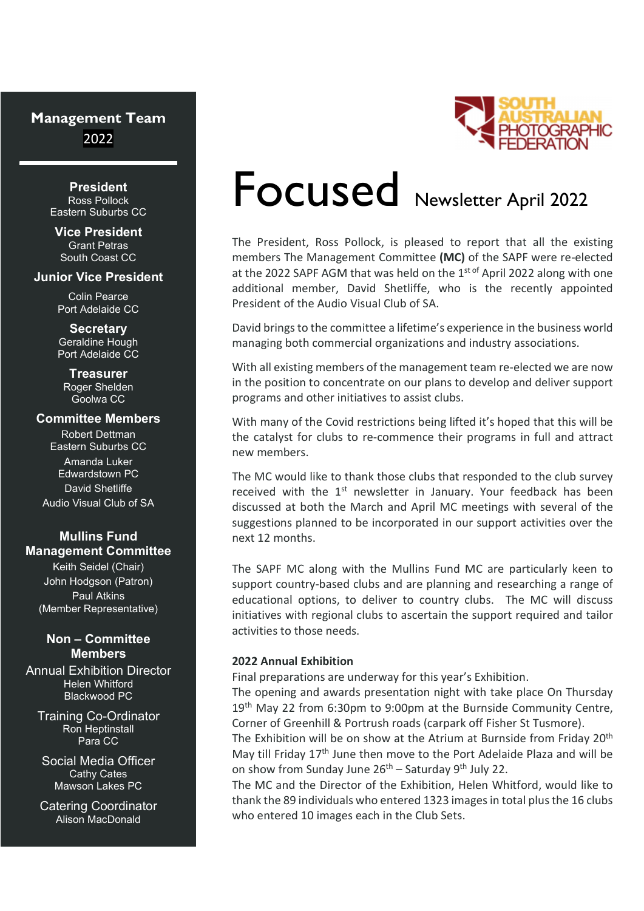SOUTH AUSTRALIAN PHOTOGRAPHIC FEDERATION

# Focused Newsletter April 2022

The President, Ross Pollock, is pleased to report that all the existing members The Management Committee **(MC)** of the SAPF were re-elected at the 2022 SAPF AGM that was held on the 1st of April 2022 along with one additional member, David Shetliffe, who is the recently appointed President of the Audio Visual Club of SA.

David brings to the committee a lifetime's experience in the business world managing both commercial organizations and industry associations.

With all existing members of the management team re-elected we are now in the position to concentrate on our plans to develop and deliver support programs and other initiatives to assist clubs.

With many of the Covid restrictions being lifted it's hoped that this will be the catalyst for clubs to re-commence their programs in full and attract new members.

The MC would like to thank those clubs that responded to the club survey received with the 1st newsletter in January. Your feedback has been discussed at both the March and April MC meetings with several of the suggestions planned to be incorporated in our support activities over the next 12 months.

The SAPF MC along with the Mullins Fund MC are particularly keen to support country-based clubs and are planning and researching a range of educational options, to deliver to country clubs. The MC will discuss initiatives with regional clubs to ascertain the support required and tailor activities to those needs.

**2022 Annual Exhibition**

Final preparations are underway for this year's Exhibition.
The opening and awards presentation night with take place On Thursday 19th May 22 from 6:30pm to 9:00pm at the Burnside Community Centre, Corner of Greenhill & Portrush roads (carpark off Fisher St Tusmore).
The Exhibition will be on show at the Atrium at Burnside from Friday 20th May till Friday 17th June then move to the Port Adelaide Plaza and will be on show from Sunday June 26th – Saturday 9th July 22.
The MC and the Director of the Exhibition, Helen Whitford, would like to thank the 89 individuals who entered 1323 images in total plus the 16 clubs who entered 10 images each in the Club Sets.

## Management Team 2022

**President**
Ross Pollock
Eastern Suburbs CC

**Vice President**
Grant Petras
South Coast CC

**Junior Vice President**
Colin Pearce
Port Adelaide CC

**Secretary**
Geraldine Hough
Port Adelaide CC

**Treasurer**
Roger Shelden
Goolwa CC

**Committee Members**
Robert Dettman
Eastern Suburbs CC
Amanda Luker
Edwardstown PC
David Shetliffe
Audio Visual Club of SA

**Mullins Fund Management Committee**
Keith Seidel (Chair)
John Hodgson (Patron)
Paul Atkins
(Member Representative)

**Non – Committee Members**

Annual Exhibition Director
Helen Whitford
Blackwood PC

Training Co-Ordinator
Ron Heptinstall
Para CC

Social Media Officer
Cathy Cates
Mawson Lakes PC

Catering Coordinator
Alison MacDonald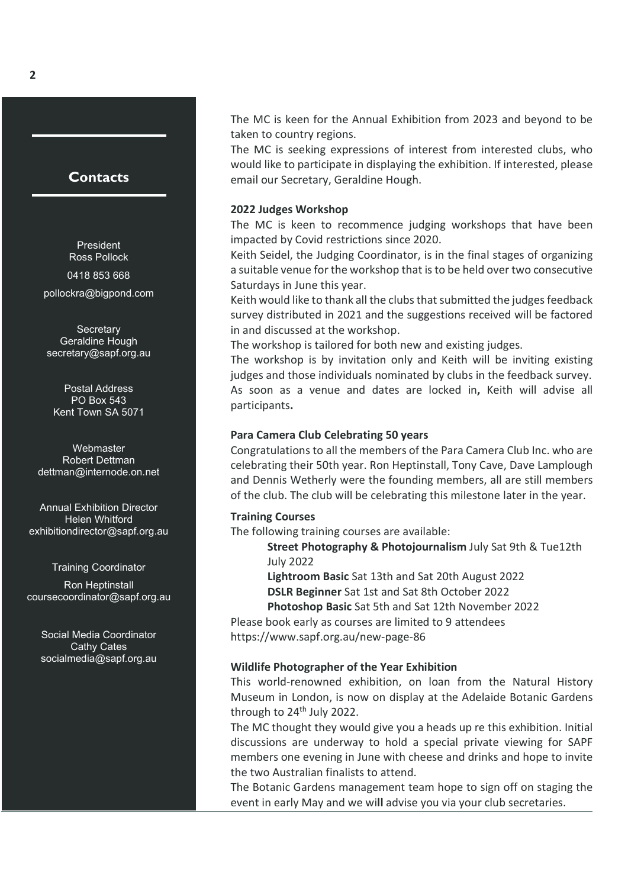## Contacts

President
Ross Pollock
0418 853 668
pollockra@bigpond.com

Secretary
Geraldine Hough
secretary@sapf.org.au

Postal Address
PO Box 543
Kent Town SA 5071

Webmaster
Robert Dettman
dettman@internode.on.net

Annual Exhibition Director
Helen Whitford
exhibitiondirector@sapf.org.au

Training Coordinator
Ron Heptinstall
coursecoordinator@sapf.org.au

Social Media Coordinator
Cathy Cates
socialmedia@sapf.org.au

The MC is keen for the Annual Exhibition from 2023 and beyond to be taken to country regions.

The MC is seeking expressions of interest from interested clubs, who would like to participate in displaying the exhibition. If interested, please email our Secretary, Geraldine Hough.

**2022 Judges Workshop**

The MC is keen to recommence judging workshops that have been impacted by Covid restrictions since 2020.

Keith Seidel, the Judging Coordinator, is in the final stages of organizing a suitable venue for the workshop that is to be held over two consecutive Saturdays in June this year.

Keith would like to thank all the clubs that submitted the judges feedback survey distributed in 2021 and the suggestions received will be factored in and discussed at the workshop.

The workshop is tailored for both new and existing judges.

The workshop is by invitation only and Keith will be inviting existing judges and those individuals nominated by clubs in the feedback survey. As soon as a venue and dates are locked in**,** Keith will advise all participants**.**

**Para Camera Club Celebrating 50 years**

Congratulations to all the members of the Para Camera Club Inc. who are celebrating their 50th year. Ron Heptinstall, Tony Cave, Dave Lamplough and Dennis Wetherly were the founding members, all are still members of the club. The club will be celebrating this milestone later in the year.

**Training Courses**

The following training courses are available:

- **Street Photography & Photojournalism** July Sat 9th & Tue12th July 2022
- **Lightroom Basic** Sat 13th and Sat 20th August 2022
- **DSLR Beginner** Sat 1st and Sat 8th October 2022
- **Photoshop Basic** Sat 5th and Sat 12th November 2022

Please book early as courses are limited to 9 attendees
https://www.sapf.org.au/new-page-86

**Wildlife Photographer of the Year Exhibition**

This world-renowned exhibition, on loan from the Natural History Museum in London, is now on display at the Adelaide Botanic Gardens through to 24th July 2022.

The MC thought they would give you a heads up re this exhibition. Initial discussions are underway to hold a special private viewing for SAPF members one evening in June with cheese and drinks and hope to invite the two Australian finalists to attend.

The Botanic Gardens management team hope to sign off on staging the event in early May and we will advise you via your club secretaries.